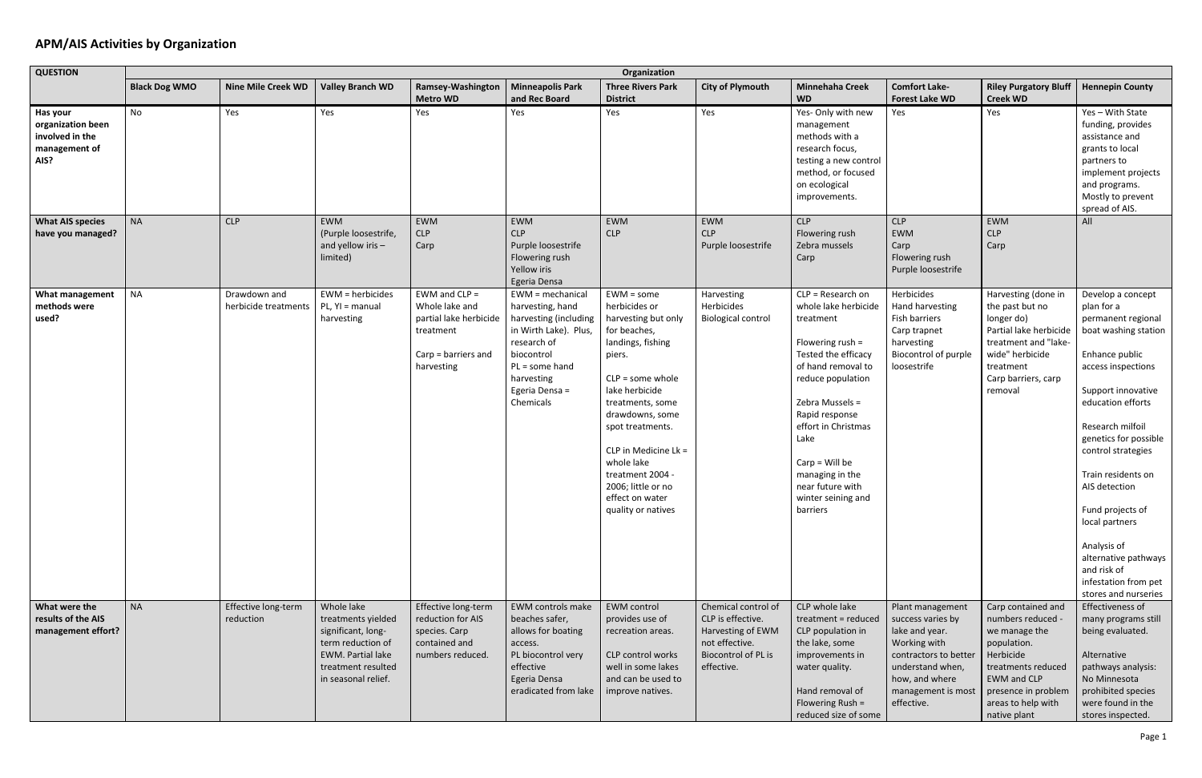# APM/AIS Activities by Organization

| QUESTION | Organization | | | | | | | | | | |
|---|---|---|---|---|---|---|---|---|---|---|---|
| | **Black Dog WMO** | **Nine Mile Creek WD** | **Valley Branch WD** | **Ramsey-Washington Metro WD** | **Minneapolis Park and Rec Board** | **Three Rivers Park District** | **City of Plymouth** | **Minnehaha Creek WD** | **Comfort Lake-Forest Lake WD** | **Riley Purgatory Bluff Creek WD** | **Hennepin County** |
| **Has your organization been involved in the management of AIS?** | No | Yes | Yes | Yes | Yes | Yes | Yes | Yes- Only with new management methods with a research focus, testing a new control method, or focused on ecological improvements. | Yes | Yes | Yes – With State funding, provides assistance and grants to local partners to implement projects and programs. Mostly to prevent spread of AIS. |
| **What AIS species have you managed?** | NA | CLP | EWM (Purple loosestrife, and yellow iris – limited) | EWM CLP Carp | EWM CLP Purple loosestrife Flowering rush Yellow iris Egeria Densa | EWM CLP | EWM CLP Purple loosestrife | CLP Flowering rush Zebra mussels Carp | CLP EWM Carp Flowering rush Purple loosestrife | EWM CLP Carp | All |
| **What management methods were used?** | NA | Drawdown and herbicide treatments | EWM = herbicides PL, YI = manual harvesting | EWM and CLP = Whole lake and partial lake herbicide treatment Carp = barriers and harvesting | EWM = mechanical harvesting, hand harvesting (including in Wirth Lake). Plus, research of biocontrol PL = some hand harvesting Egeria Densa = Chemicals | EWM = some herbicides or harvesting but only for beaches, landings, fishing piers. CLP = some whole lake herbicide treatments, some drawdowns, some spot treatments. CLP in Medicine Lk = whole lake treatment 2004 - 2006; little or no effect on water quality or natives | Harvesting Herbicides Biological control | CLP = Research on whole lake herbicide treatment Flowering rush = Tested the efficacy of hand removal to reduce population Zebra Mussels = Rapid response effort in Christmas Lake Carp = Will be managing in the near future with winter seining and barriers | Herbicides Hand harvesting Fish barriers Carp trapnet harvesting Biocontrol of purple loosestrife | Harvesting (done in the past but no longer do) Partial lake herbicide treatment and "lake-wide" herbicide treatment Carp barriers, carp removal | Develop a concept plan for a permanent regional boat washing station Enhance public access inspections Support innovative education efforts Research milfoil genetics for possible control strategies Train residents on AIS detection Fund projects of local partners Analysis of alternative pathways and risk of infestation from pet stores and nurseries |
| **What were the results of the AIS management effort?** | NA | Effective long-term reduction | Whole lake treatments yielded significant, long-term reduction of EWM. Partial lake treatment resulted in seasonal relief. | Effective long-term reduction for AIS species. Carp contained and numbers reduced. | EWM controls make beaches safer, allows for boating access. PL biocontrol very effective Egeria Densa eradicated from lake | EWM control provides use of recreation areas. CLP control works well in some lakes and can be used to improve natives. | Chemical control of CLP is effective. Harvesting of EWM not effective. Biocontrol of PL is effective. | CLP whole lake treatment = reduced CLP population in the lake, some improvements in water quality. Hand removal of Flowering Rush = reduced size of some | Plant management success varies by lake and year. Working with contractors to better understand when, how, and where management is most effective. | Carp contained and numbers reduced - we manage the population. Herbicide treatments reduced EWM and CLP presence in problem areas to help with native plant | Effectiveness of many programs still being evaluated. Alternative pathways analysis: No Minnesota prohibited species were found in the stores inspected. |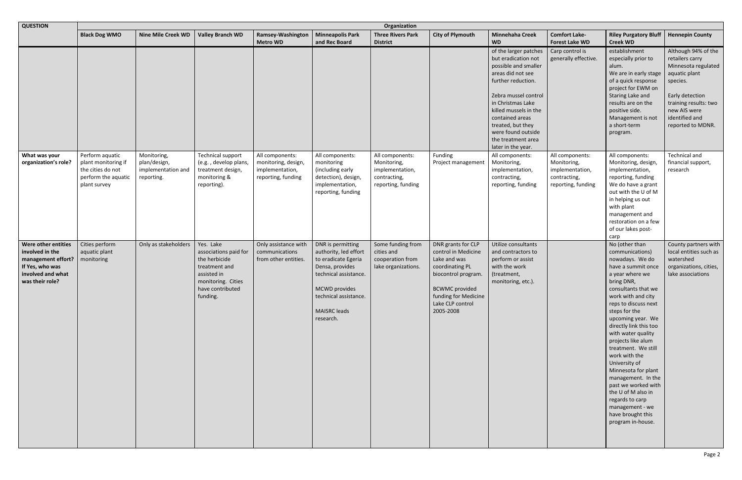| QUESTION | Organization | | | | | | | | | | |
|---|---|---|---|---|---|---|---|---|---|---|---|
| | **Black Dog WMO** | **Nine Mile Creek WD** | **Valley Branch WD** | **Ramsey-Washington Metro WD** | **Minneapolis Park and Rec Board** | **Three Rivers Park District** | **City of Plymouth** | **Minnehaha Creek WD** | **Comfort Lake-Forest Lake WD** | **Riley Purgatory Bluff Creek WD** | **Hennepin County** |
| | | | | | | | | of the larger patches but eradication not possible and smaller areas did not see further reduction. Zebra mussel control in Christmas Lake killed mussels in the contained areas treated, but they were found outside the treatment area later in the year. | Carp control is generally effective. | establishment especially prior to alum. We are in early stage of a quick response project for EWM on Staring Lake and results are on the positive side. Management is not a short-term program. | Although 94% of the retailers carry Minnesota regulated aquatic plant species. Early detection training results: two new AIS were identified and reported to MDNR. |
| **What was your organization's role?** | Perform aquatic plant monitoring if the cities do not perform the aquatic plant survey | Monitoring, plan/design, implementation and reporting. | Technical support (e.g. , develop plans, treatment design, monitoring & reporting). | All components: monitoring, design, implementation, reporting, funding | All components: monitoring (including early detection), design, implementation, reporting, funding | All components: Monitoring, implementation, contracting, reporting, funding | Funding Project management | All components: Monitoring, implementation, contracting, reporting, funding | All components: Monitoring, implementation, contracting, reporting, funding | All components: Monitoring, design, implementation, reporting, funding We do have a grant out with the U of M in helping us out with plant management and restoration on a few of our lakes post-carp | Technical and financial support, research |
| **Were other entities involved in the management effort? If Yes, who was involved and what was their role?** | Cities perform aquatic plant monitoring | Only as stakeholders | Yes. Lake associations paid for the herbicide treatment and assisted in monitoring. Cities have contributed funding. | Only assistance with communications from other entities. | DNR is permitting authority, led effort to eradicate Egeria Densa, provides technical assistance. MCWD provides technical assistance. MAISRC leads research. | Some funding from cities and cooperation from lake organizations. | DNR grants for CLP control in Medicine Lake and was coordinating PL biocontrol program. BCWMC provided funding for Medicine Lake CLP control 2005-2008 | Utilize consultants and contractors to perform or assist with the work (treatment, monitoring, etc.). | | No (other than communications) nowadays. We do have a summit once a year where we bring DNR, consultants that we work with and city reps to discuss next steps for the upcoming year. We directly link this too with water quality projects like alum treatment. We still work with the University of Minnesota for plant management. In the past we worked with the U of M also in regards to carp management - we have brought this program in-house. | County partners with local entities such as watershed organizations, cities, lake associations |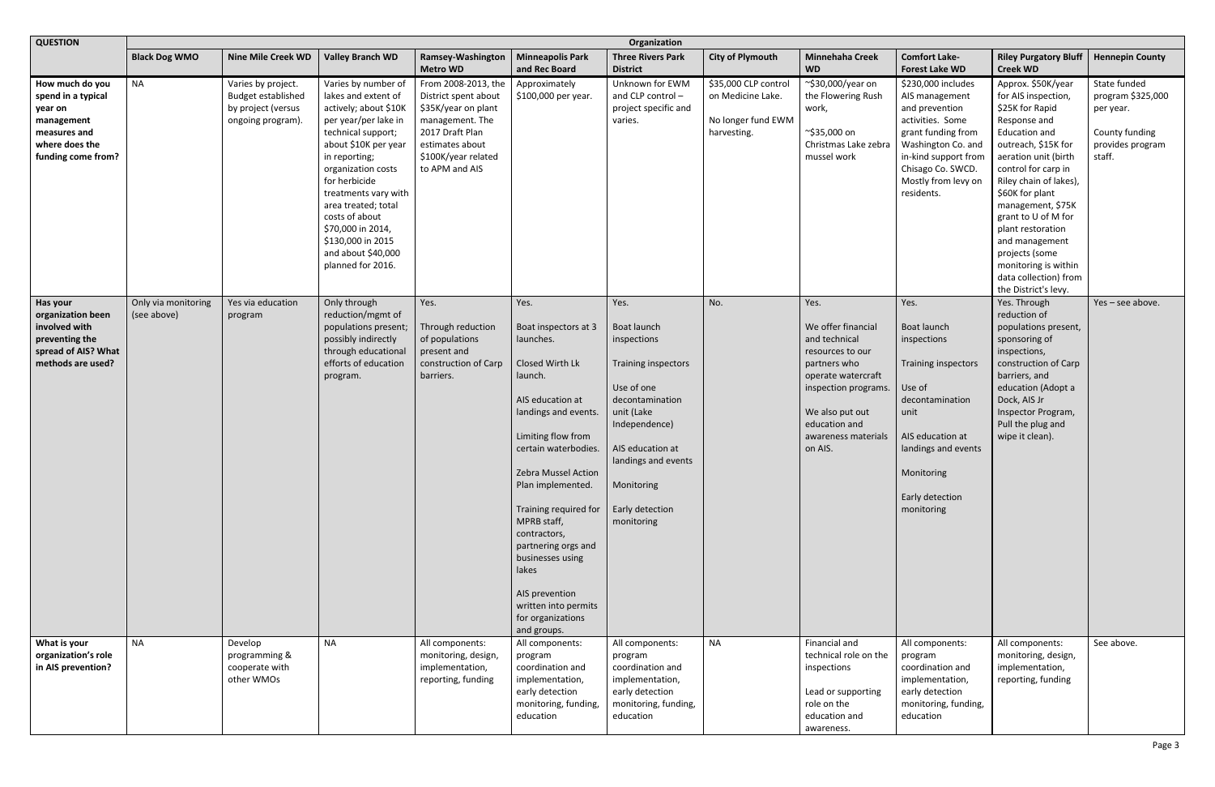| QUESTION | Organization | | | | | | | | | | |
|---|---|---|---|---|---|---|---|---|---|---|---|
| | **Black Dog WMO** | **Nine Mile Creek WD** | **Valley Branch WD** | **Ramsey-Washington Metro WD** | **Minneapolis Park and Rec Board** | **Three Rivers Park District** | **City of Plymouth** | **Minnehaha Creek WD** | **Comfort Lake-Forest Lake WD** | **Riley Purgatory Bluff Creek WD** | **Hennepin County** |
| **How much do you spend in a typical year on management measures and where does the funding come from?** | NA | Varies by project. Budget established by project (versus ongoing program). | Varies by number of lakes and extent of actively; about $10K per year/per lake in technical support; about $10K per year in reporting; organization costs for herbicide treatments vary with area treated; total costs of about $70,000 in 2014, $130,000 in 2015 and about $40,000 planned for 2016. | From 2008-2013, the District spent about $35K/year on plant management. The 2017 Draft Plan estimates about $100K/year related to APM and AIS | Approximately $100,000 per year. | Unknown for EWM and CLP control – project specific and varies. | $35,000 CLP control on Medicine Lake.<br><br>No longer fund EWM harvesting. | ~$30,000/year on the Flowering Rush work,<br><br>~$35,000 on Christmas Lake zebra mussel work | $230,000 includes AIS management and prevention activities. Some grant funding from Washington Co. and in-kind support from Chisago Co. SWCD. Mostly from levy on residents. | Approx. $50K/year for AIS inspection, $25K for Rapid Response and Education and outreach, $15K for aeration unit (birth control for carp in Riley chain of lakes), $60K for plant management, $75K grant to U of M for plant restoration and management projects (some monitoring is within data collection) from the District's levy. | State funded program $325,000 per year.<br><br>County funding provides program staff. |
| **Has your organization been involved with preventing the spread of AIS? What methods are used?** | Only via monitoring (see above) | Yes via education program | Only through reduction/mgmt of populations present; possibly indirectly through educational efforts of education program. | Yes.<br><br>Through reduction of populations present and construction of Carp barriers. | Yes.<br><br>Boat inspectors at 3 launches.<br><br>Closed Wirth Lk launch.<br><br>AIS education at landings and events.<br><br>Limiting flow from certain waterbodies.<br><br>Zebra Mussel Action Plan implemented.<br><br>Training required for MPRB staff, contractors, partnering orgs and businesses using lakes<br><br>AIS prevention written into permits for organizations and groups. | Yes.<br><br>Boat launch inspections<br><br>Training inspectors<br><br>Use of one decontamination unit (Lake Independence)<br><br>AIS education at landings and events<br><br>Monitoring<br><br>Early detection monitoring | No. | Yes.<br><br>We offer financial and technical resources to our partners who operate watercraft inspection programs.<br><br>We also put out education and awareness materials on AIS. | Yes.<br><br>Boat launch inspections<br><br>Training inspectors<br><br>Use of decontamination unit<br><br>AIS education at landings and events<br><br>Monitoring<br><br>Early detection monitoring | Yes. Through reduction of populations present, sponsoring of inspections, construction of Carp barriers, and education (Adopt a Dock, AIS Jr Inspector Program, Pull the plug and wipe it clean). | Yes – see above. |
| **What is your organization's role in AIS prevention?** | NA | Develop programming & cooperate with other WMOs | NA | All components: monitoring, design, implementation, reporting, funding | All components: program coordination and implementation, early detection monitoring, funding, education | All components: program coordination and implementation, early detection monitoring, funding, education | NA | Financial and technical role on the inspections<br><br>Lead or supporting role on the education and awareness. | All components: program coordination and implementation, early detection monitoring, funding, education | All components: monitoring, design, implementation, reporting, funding | See above. |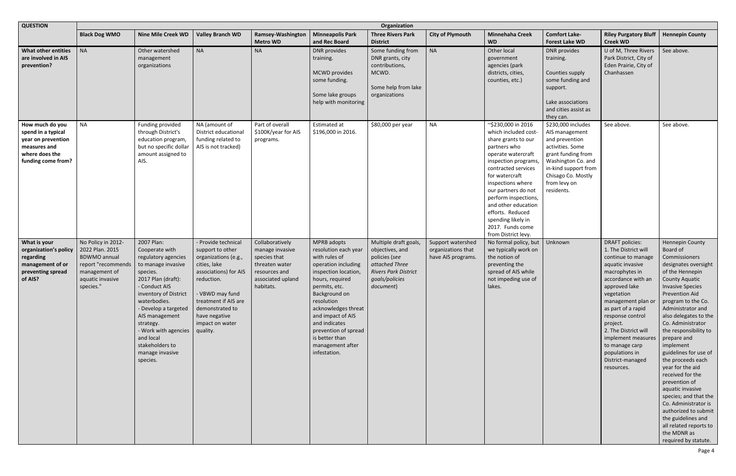| QUESTION | Organization | | | | | | | | | | |
|---|---|---|---|---|---|---|---|---|---|---|---|
| | **Black Dog WMO** | **Nine Mile Creek WD** | **Valley Branch WD** | **Ramsey-Washington Metro WD** | **Minneapolis Park and Rec Board** | **Three Rivers Park District** | **City of Plymouth** | **Minnehaha Creek WD** | **Comfort Lake-Forest Lake WD** | **Riley Purgatory Bluff Creek WD** | **Hennepin County** |
| **What other entities are involved in AIS prevention?** | NA | Other watershed management organizations | NA | NA | DNR provides training. MCWD provides some funding. Some lake groups help with monitoring | Some funding from DNR grants, city contributions, MCWD. Some help from lake organizations | NA | Other local government agencies (park districts, cities, counties, etc.) | DNR provides training. Counties supply some funding and support. Lake associations and cities assist as they can. | U of M, Three Rivers Park District, City of Eden Prairie, City of Chanhassen | See above. |
| **How much do you spend in a typical year on prevention measures and where does the funding come from?** | NA | Funding provided through District's education program, but no specific dollar amount assigned to AIS. | NA (amount of District educational funding related to AIS is not tracked) | Part of overall $100K/year for AIS programs. | Estimated at $196,000 in 2016. | $80,000 per year | NA | ~$230,000 in 2016 which included cost-share grants to our partners who operate watercraft inspection programs, contracted services for watercraft inspections where our partners do not perform inspections, and other education efforts. Reduced spending likely in 2017. Funds come from District levy. | $230,000 includes AIS management and prevention activities. Some grant funding from Washington Co. and in-kind support from Chisago Co. Mostly from levy on residents. | See above. | See above. |
| **What is your organization's policy regarding management of or preventing spread of AIS?** | No Policy in 2012-2022 Plan. 2015 BDWMO annual report "recommends management of aquatic invasive species." | 2007 Plan: Cooperate with regulatory agencies to manage invasive species. 2017 Plan (draft): - Conduct AIS inventory of District waterbodies. - Develop a targeted AIS management strategy. - Work with agencies and local stakeholders to manage invasive species. | - Provide technical support to other organizations (e.g., cities, lake associations) for AIS reduction. - VBWD may fund treatment if AIS are demonstrated to have negative impact on water quality. | Collaboratively manage invasive species that threaten water resources and associated upland habitats. | MPRB adopts resolution each year with rules of operation including inspection location, hours, required permits, etc. Background on resolution acknowledges threat and impact of AIS and indicates prevention of spread is better than management after infestation. | Multiple draft goals, objectives, and policies (*see attached Three Rivers Park District goals/policies document*) | Support watershed organizations that have AIS programs. | No formal policy, but we typically work on the notion of preventing the spread of AIS while not impeding use of lakes. | Unknown | DRAFT policies: 1. The District will continue to manage aquatic invasive macrophytes in accordance with an approved lake vegetation management plan or as part of a rapid response control project. 2. The District will implement measures to manage carp populations in District-managed resources. | Hennepin County Board of Commissioners designates oversight of the Hennepin County Aquatic Invasive Species Prevention Aid program to the Co. Administrator and also delegates to the Co. Administrator the responsibility to prepare and implement guidelines for use of the proceeds each year for the aid received for the prevention of aquatic invasive species; and that the Co. Administrator is authorized to submit the guidelines and all related reports to the MDNR as required by statute. |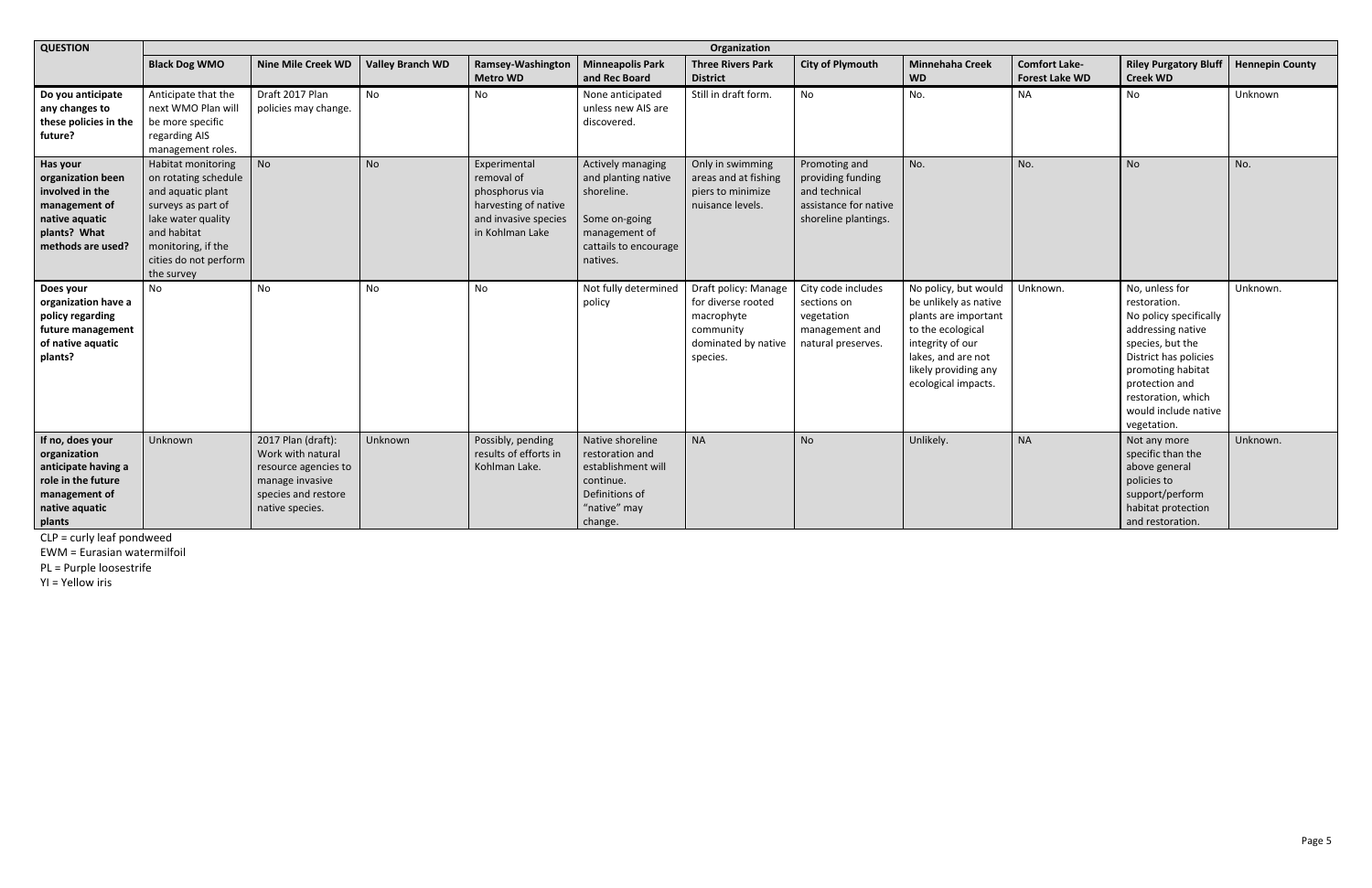| QUESTION | Organization | | | | | | | | | | |
|---|---|---|---|---|---|---|---|---|---|---|---|
| | **Black Dog WMO** | **Nine Mile Creek WD** | **Valley Branch WD** | **Ramsey-Washington Metro WD** | **Minneapolis Park and Rec Board** | **Three Rivers Park District** | **City of Plymouth** | **Minnehaha Creek WD** | **Comfort Lake-Forest Lake WD** | **Riley Purgatory Bluff Creek WD** | **Hennepin County** |
| **Do you anticipate any changes to these policies in the future?** | Anticipate that the next WMO Plan will be more specific regarding AIS management roles. | Draft 2017 Plan policies may change. | No | No | None anticipated unless new AIS are discovered. | Still in draft form. | No | No. | NA | No | Unknown |
| **Has your organization been involved in the management of native aquatic plants? What methods are used?** | Habitat monitoring on rotating schedule and aquatic plant surveys as part of lake water quality and habitat monitoring, if the cities do not perform the survey | No | No | Experimental removal of phosphorus via harvesting of native and invasive species in Kohlman Lake | Actively managing and planting native shoreline. Some on-going management of cattails to encourage natives. | Only in swimming areas and at fishing piers to minimize nuisance levels. | Promoting and providing funding and technical assistance for native shoreline plantings. | No. | No. | No | No. |
| **Does your organization have a policy regarding future management of native aquatic plants?** | No | No | No | No | Not fully determined policy | Draft policy: Manage for diverse rooted macrophyte community dominated by native species. | City code includes sections on vegetation management and natural preserves. | No policy, but would be unlikely as native plants are important to the ecological integrity of our lakes, and are not likely providing any ecological impacts. | Unknown. | No, unless for restoration. No policy specifically addressing native species, but the District has policies promoting habitat protection and restoration, which would include native vegetation. | Unknown. |
| **If no, does your organization anticipate having a role in the future management of native aquatic plants** | Unknown | 2017 Plan (draft): Work with natural resource agencies to manage invasive species and restore native species. | Unknown | Possibly, pending results of efforts in Kohlman Lake. | Native shoreline restoration and establishment will continue. Definitions of "native" may change. | NA | No | Unlikely. | NA | Not any more specific than the above general policies to support/perform habitat protection and restoration. | Unknown. |

CLP = curly leaf pondweed

EWM = Eurasian watermilfoil

PL = Purple loosestrife

YI = Yellow iris